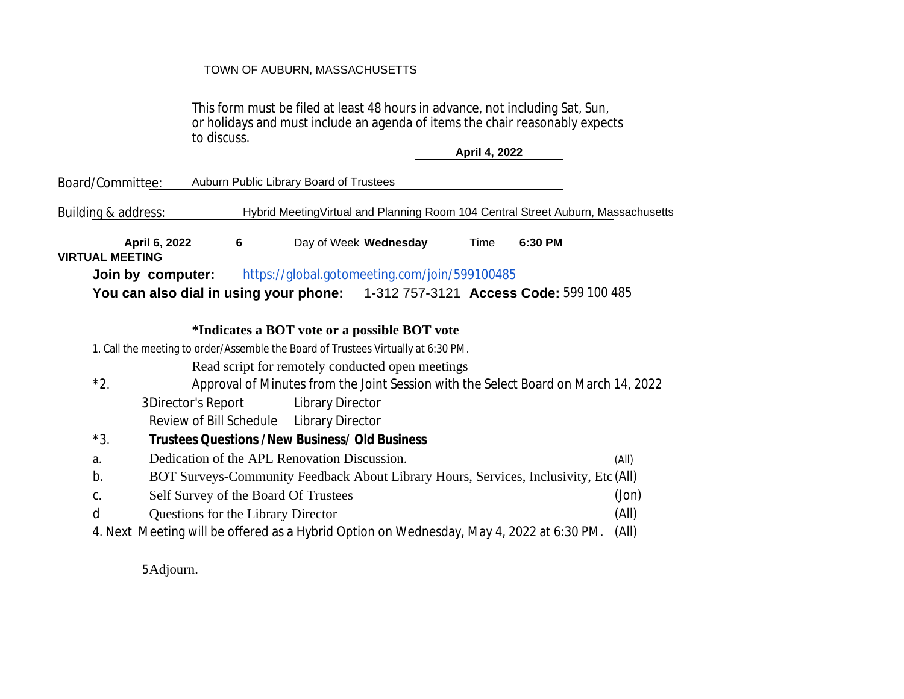TOWN OF AUBURN, MASSACHUSETTS

This form must be filed at least 48 hours in advance, not including Sat, Sun, or holidays and must include an agenda of items the chair reasonably expects to discuss.

**April 4, 2022**

Board/Committee: Auburn Public Library Board of Trustees

Building & address: Hybrid MeetingVirtual and Planning Room 104 Central Street Auburn, Massachusetts

**April 6, 2022** **6** Day of Week **Wednesday** Time **6:30 PM**

**VIRTUAL MEETING**

**Join by computer:** https://global.gotomeeting.com/join/599100485

**You can also dial in using your phone:** 1-312 757-3121 **Access Code:** 599 100 485

**\*Indicates a BOT vote or a possible BOT vote**

1. Call the meeting to order/Assemble the Board of Trustees Virtually at 6:30 PM.

   Read script for remotely conducted open meetings

*2. Approval of Minutes from the Joint Session with the Select Board on March 14, 2022

3Director's Report — Library Director

Review of Bill Schedule — Library Director

*3. **Trustees Questions / New Business/ Old Business**

a. Dedication of the APL Renovation Discussion. (All)

b. BOT Surveys-Community Feedback About Library Hours, Services, Inclusivity, Etc (All)

c. Self Survey of the Board Of Trustees (Jon)

d Questions for the Library Director (All)

4. Next Meeting will be offered as a Hybrid Option on Wednesday, May 4, 2022 at 6:30 PM. (All)

5Adjourn.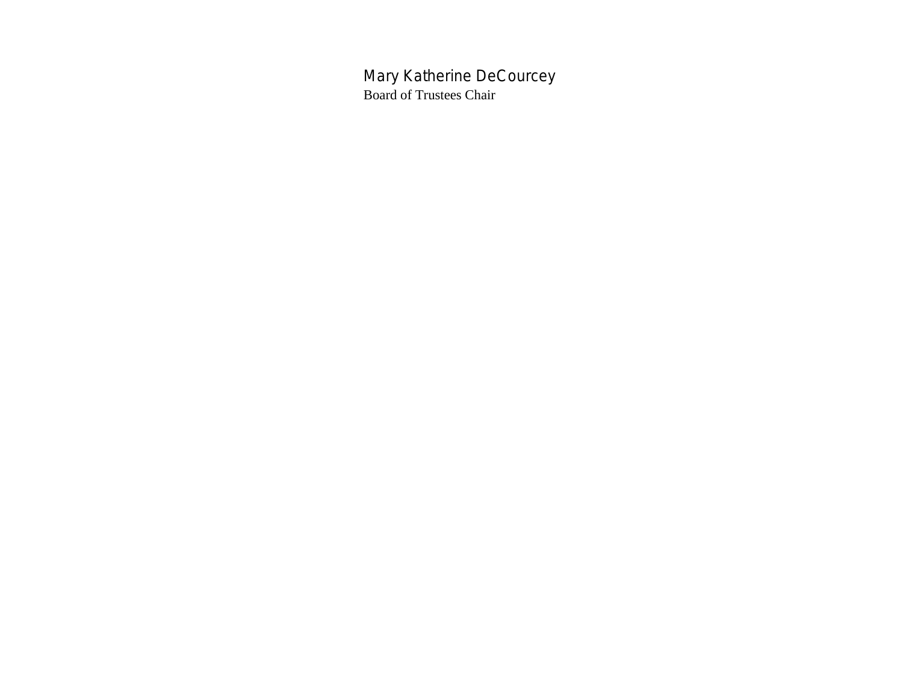Mary Katherine DeCourcey
Board of Trustees Chair